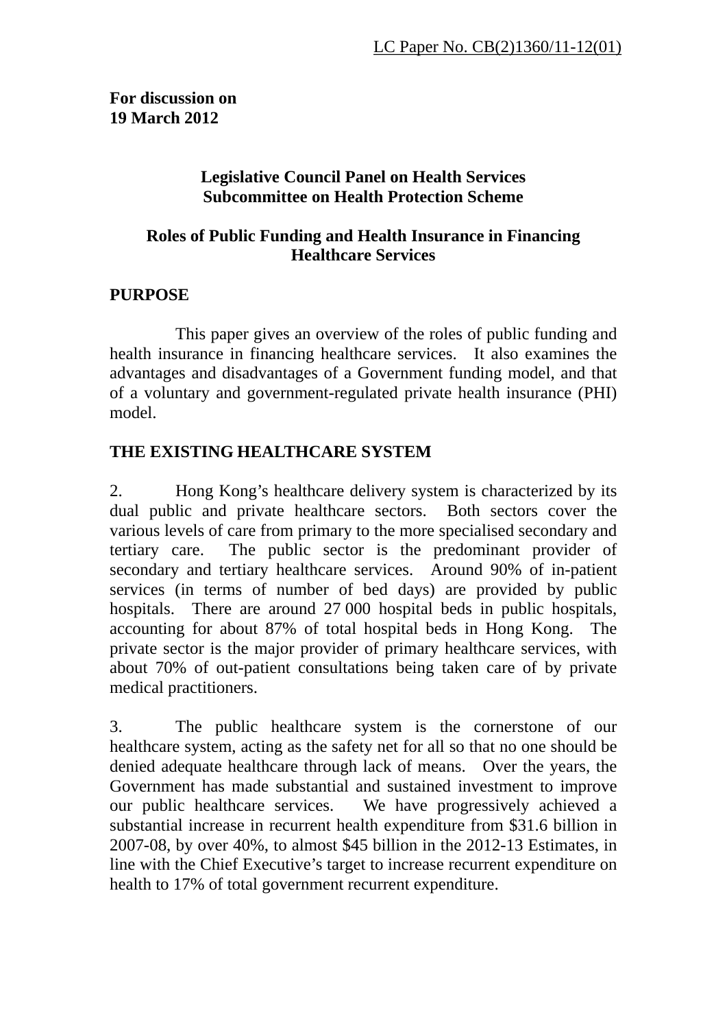LC Paper No. CB(2)1360/11-12(01)

**For discussion on**
**19 March 2012**

## Legislative Council Panel on Health Services
## Subcommittee on Health Protection Scheme

## Roles of Public Funding and Health Insurance in Financing Healthcare Services

### PURPOSE

This paper gives an overview of the roles of public funding and health insurance in financing healthcare services. It also examines the advantages and disadvantages of a Government funding model, and that of a voluntary and government-regulated private health insurance (PHI) model.

### THE EXISTING HEALTHCARE SYSTEM

2. Hong Kong's healthcare delivery system is characterized by its dual public and private healthcare sectors. Both sectors cover the various levels of care from primary to the more specialised secondary and tertiary care. The public sector is the predominant provider of secondary and tertiary healthcare services. Around 90% of in-patient services (in terms of number of bed days) are provided by public hospitals. There are around 27 000 hospital beds in public hospitals, accounting for about 87% of total hospital beds in Hong Kong. The private sector is the major provider of primary healthcare services, with about 70% of out-patient consultations being taken care of by private medical practitioners.

3. The public healthcare system is the cornerstone of our healthcare system, acting as the safety net for all so that no one should be denied adequate healthcare through lack of means. Over the years, the Government has made substantial and sustained investment to improve our public healthcare services. We have progressively achieved a substantial increase in recurrent health expenditure from $31.6 billion in 2007-08, by over 40%, to almost $45 billion in the 2012-13 Estimates, in line with the Chief Executive's target to increase recurrent expenditure on health to 17% of total government recurrent expenditure.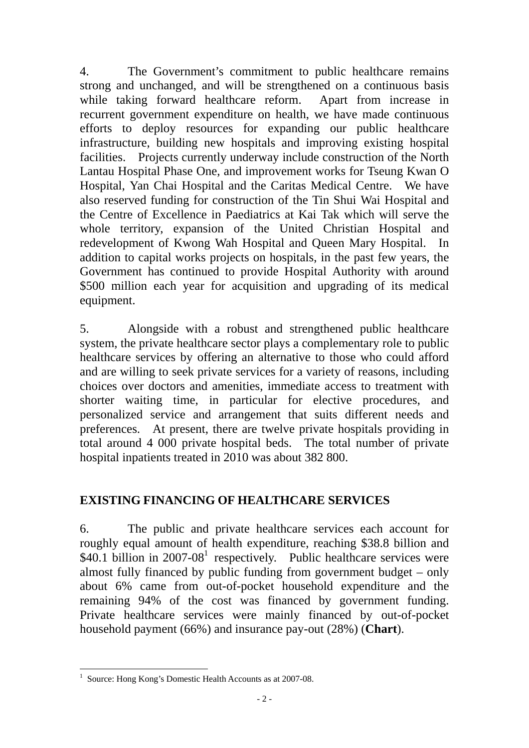4. The Government's commitment to public healthcare remains strong and unchanged, and will be strengthened on a continuous basis while taking forward healthcare reform. Apart from increase in recurrent government expenditure on health, we have made continuous efforts to deploy resources for expanding our public healthcare infrastructure, building new hospitals and improving existing hospital facilities. Projects currently underway include construction of the North Lantau Hospital Phase One, and improvement works for Tseung Kwan O Hospital, Yan Chai Hospital and the Caritas Medical Centre. We have also reserved funding for construction of the Tin Shui Wai Hospital and the Centre of Excellence in Paediatrics at Kai Tak which will serve the whole territory, expansion of the United Christian Hospital and redevelopment of Kwong Wah Hospital and Queen Mary Hospital. In addition to capital works projects on hospitals, in the past few years, the Government has continued to provide Hospital Authority with around $500 million each year for acquisition and upgrading of its medical equipment.

5. Alongside with a robust and strengthened public healthcare system, the private healthcare sector plays a complementary role to public healthcare services by offering an alternative to those who could afford and are willing to seek private services for a variety of reasons, including choices over doctors and amenities, immediate access to treatment with shorter waiting time, in particular for elective procedures, and personalized service and arrangement that suits different needs and preferences. At present, there are twelve private hospitals providing in total around 4 000 private hospital beds. The total number of private hospital inpatients treated in 2010 was about 382 800.

## EXISTING FINANCING OF HEALTHCARE SERVICES

6. The public and private healthcare services each account for roughly equal amount of health expenditure, reaching $38.8 billion and $40.1 billion in 2007-08[1] respectively. Public healthcare services were almost fully financed by public funding from government budget – only about 6% came from out-of-pocket household expenditure and the remaining 94% of the cost was financed by government funding. Private healthcare services were mainly financed by out-of-pocket household payment (66%) and insurance pay-out (28%) (**Chart**).

---

[1] Source: Hong Kong's Domestic Health Accounts as at 2007-08.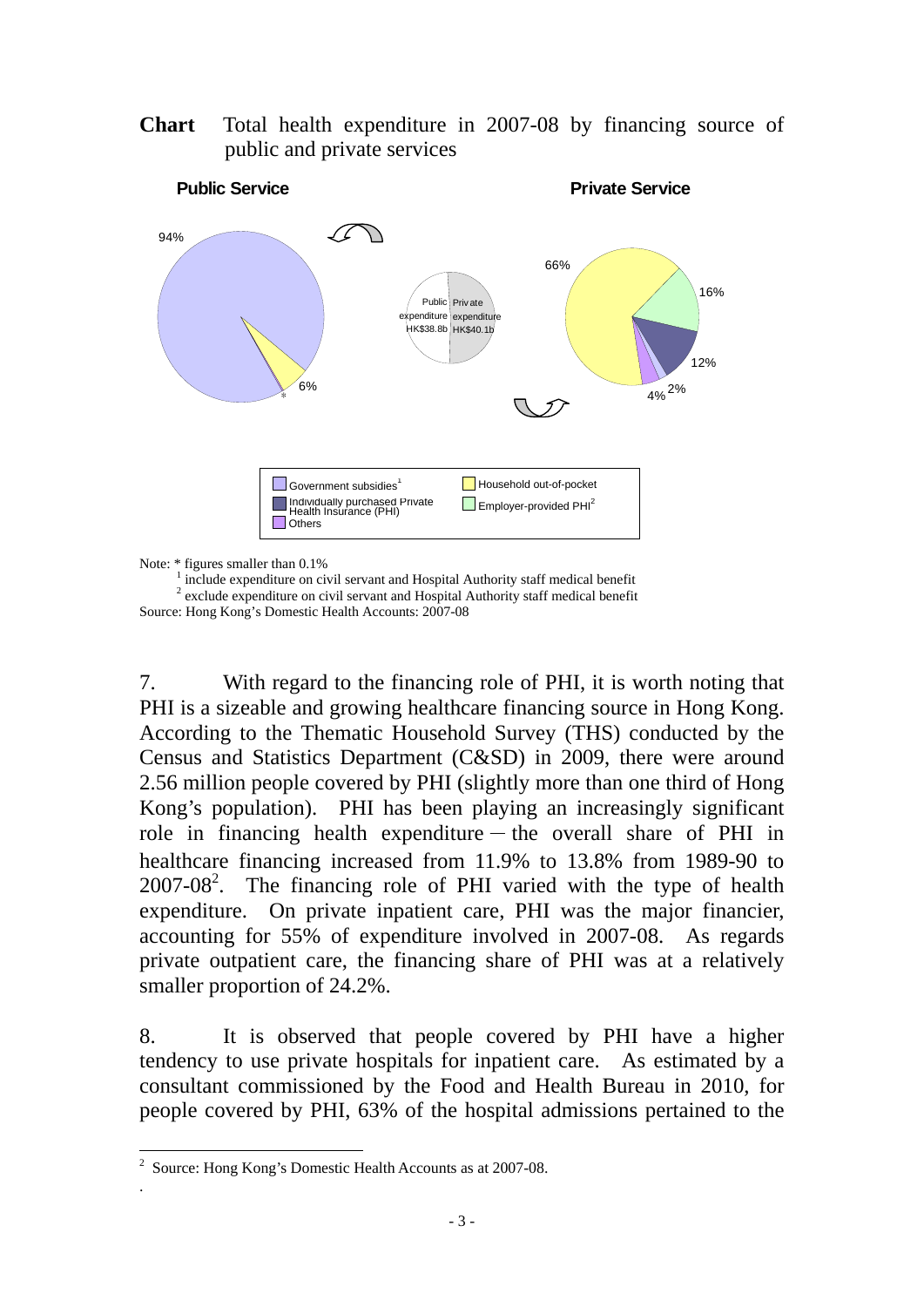**Chart** Total health expenditure in 2007-08 by financing source of public and private services

**Public Service**

**Private Service**

94%

6%

*

Public expenditure HK$38.8b

Private expenditure HK$40.1b

66%

16%

12%

2%

4%

Government subsidies[1]

Individually purchased Private Health Insurance (PHI)

Others

Household out-of-pocket

Employer-provided PHI[2]

Note: * figures smaller than 0.1%

[1] include expenditure on civil servant and Hospital Authority staff medical benefit

[2] exclude expenditure on civil servant and Hospital Authority staff medical benefit

Source: Hong Kong's Domestic Health Accounts: 2007-08

7. With regard to the financing role of PHI, it is worth noting that PHI is a sizeable and growing healthcare financing source in Hong Kong. According to the Thematic Household Survey (THS) conducted by the Census and Statistics Department (C&SD) in 2009, there were around 2.56 million people covered by PHI (slightly more than one third of Hong Kong's population). PHI has been playing an increasingly significant role in financing health expenditure – the overall share of PHI in healthcare financing increased from 11.9% to 13.8% from 1989-90 to 2007-08[2]. The financing role of PHI varied with the type of health expenditure. On private inpatient care, PHI was the major financier, accounting for 55% of expenditure involved in 2007-08. As regards private outpatient care, the financing share of PHI was at a relatively smaller proportion of 24.2%.

8. It is observed that people covered by PHI have a higher tendency to use private hospitals for inpatient care. As estimated by a consultant commissioned by the Food and Health Bureau in 2010, for people covered by PHI, 63% of the hospital admissions pertained to the

---

[2] Source: Hong Kong's Domestic Health Accounts as at 2007-08.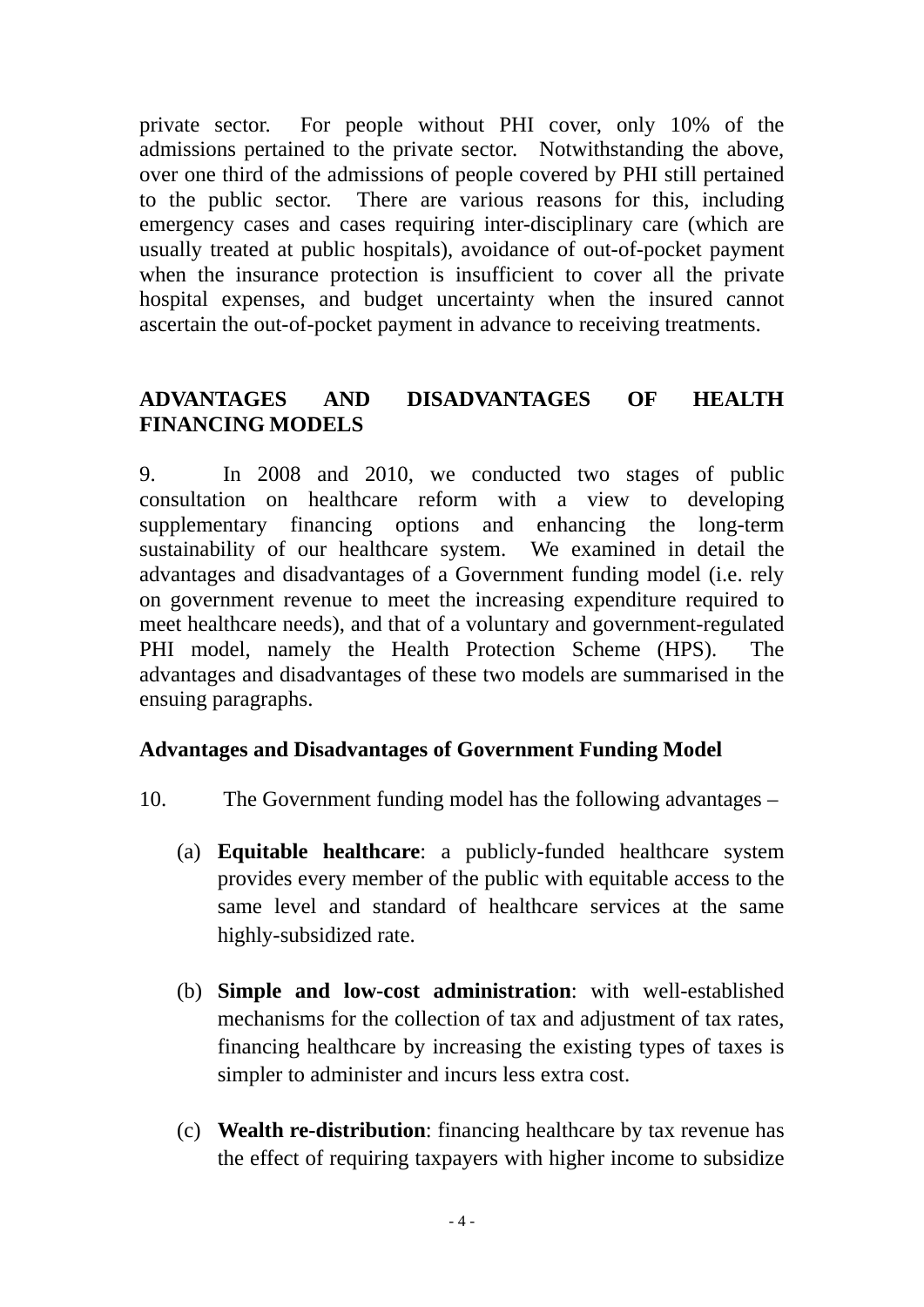private sector. For people without PHI cover, only 10% of the admissions pertained to the private sector. Notwithstanding the above, over one third of the admissions of people covered by PHI still pertained to the public sector. There are various reasons for this, including emergency cases and cases requiring inter-disciplinary care (which are usually treated at public hospitals), avoidance of out-of-pocket payment when the insurance protection is insufficient to cover all the private hospital expenses, and budget uncertainty when the insured cannot ascertain the out-of-pocket payment in advance to receiving treatments.

## ADVANTAGES AND DISADVANTAGES OF HEALTH FINANCING MODELS

9. In 2008 and 2010, we conducted two stages of public consultation on healthcare reform with a view to developing supplementary financing options and enhancing the long-term sustainability of our healthcare system. We examined in detail the advantages and disadvantages of a Government funding model (i.e. rely on government revenue to meet the increasing expenditure required to meet healthcare needs), and that of a voluntary and government-regulated PHI model, namely the Health Protection Scheme (HPS). The advantages and disadvantages of these two models are summarised in the ensuing paragraphs.

### Advantages and Disadvantages of Government Funding Model

10. The Government funding model has the following advantages –

(a) **Equitable healthcare**: a publicly-funded healthcare system provides every member of the public with equitable access to the same level and standard of healthcare services at the same highly-subsidized rate.

(b) **Simple and low-cost administration**: with well-established mechanisms for the collection of tax and adjustment of tax rates, financing healthcare by increasing the existing types of taxes is simpler to administer and incurs less extra cost.

(c) **Wealth re-distribution**: financing healthcare by tax revenue has the effect of requiring taxpayers with higher income to subsidize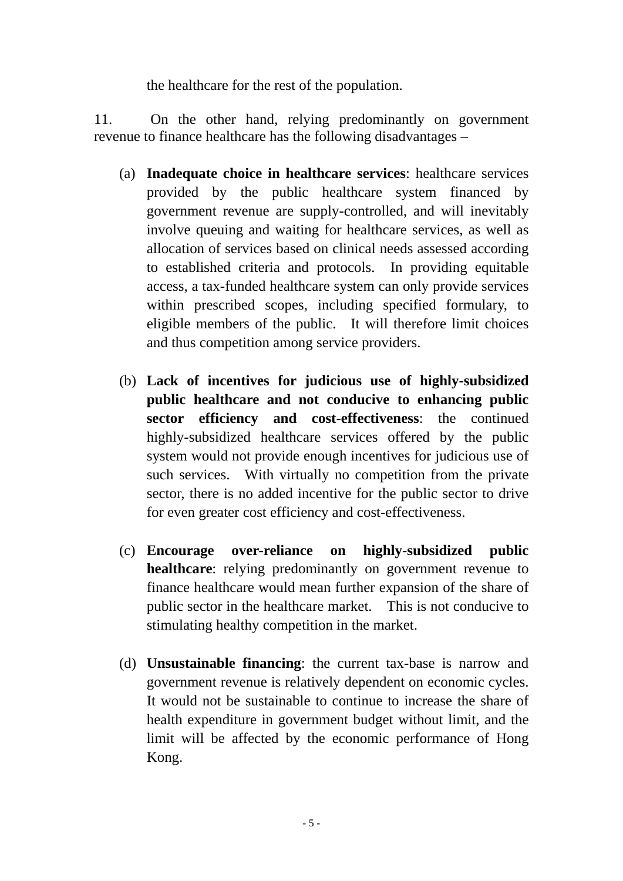the healthcare for the rest of the population.

11. On the other hand, relying predominantly on government revenue to finance healthcare has the following disadvantages –

(a) **Inadequate choice in healthcare services**: healthcare services provided by the public healthcare system financed by government revenue are supply-controlled, and will inevitably involve queuing and waiting for healthcare services, as well as allocation of services based on clinical needs assessed according to established criteria and protocols. In providing equitable access, a tax-funded healthcare system can only provide services within prescribed scopes, including specified formulary, to eligible members of the public. It will therefore limit choices and thus competition among service providers.

(b) **Lack of incentives for judicious use of highly-subsidized public healthcare and not conducive to enhancing public sector efficiency and cost-effectiveness**: the continued highly-subsidized healthcare services offered by the public system would not provide enough incentives for judicious use of such services. With virtually no competition from the private sector, there is no added incentive for the public sector to drive for even greater cost efficiency and cost-effectiveness.

(c) **Encourage over-reliance on highly-subsidized public healthcare**: relying predominantly on government revenue to finance healthcare would mean further expansion of the share of public sector in the healthcare market. This is not conducive to stimulating healthy competition in the market.

(d) **Unsustainable financing**: the current tax-base is narrow and government revenue is relatively dependent on economic cycles. It would not be sustainable to continue to increase the share of health expenditure in government budget without limit, and the limit will be affected by the economic performance of Hong Kong.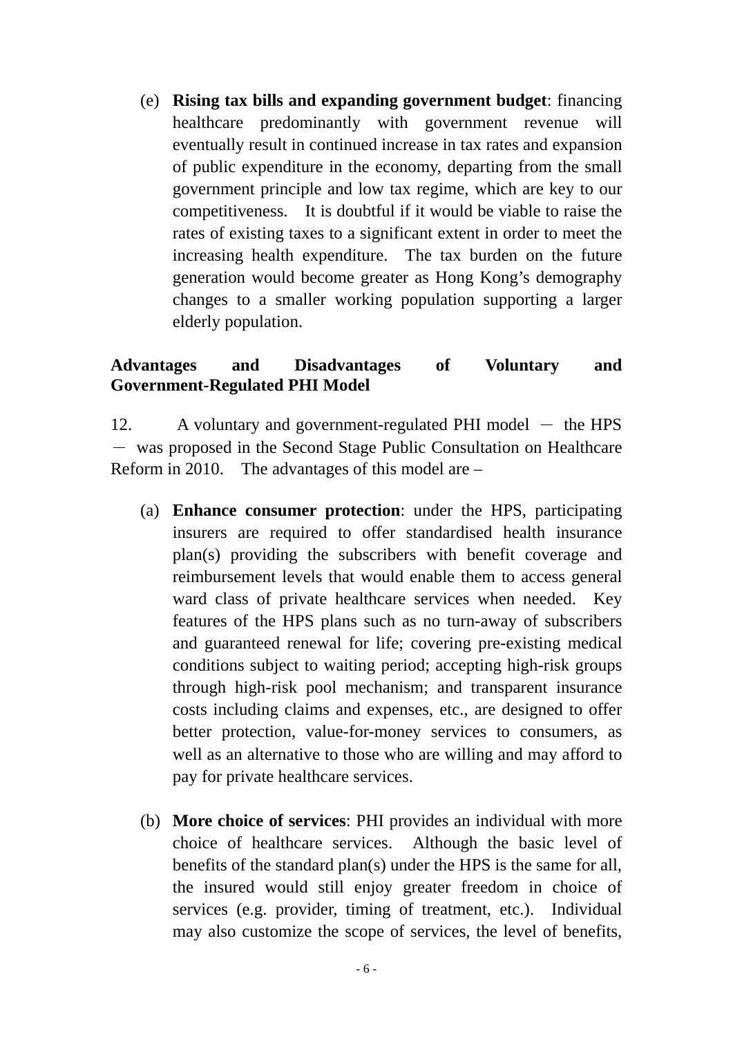(e) **Rising tax bills and expanding government budget**: financing healthcare predominantly with government revenue will eventually result in continued increase in tax rates and expansion of public expenditure in the economy, departing from the small government principle and low tax regime, which are key to our competitiveness. It is doubtful if it would be viable to raise the rates of existing taxes to a significant extent in order to meet the increasing health expenditure. The tax burden on the future generation would become greater as Hong Kong's demography changes to a smaller working population supporting a larger elderly population.

**Advantages and Disadvantages of Voluntary and Government-Regulated PHI Model**

12. A voluntary and government-regulated PHI model － the HPS － was proposed in the Second Stage Public Consultation on Healthcare Reform in 2010. The advantages of this model are –

(a) **Enhance consumer protection**: under the HPS, participating insurers are required to offer standardised health insurance plan(s) providing the subscribers with benefit coverage and reimbursement levels that would enable them to access general ward class of private healthcare services when needed. Key features of the HPS plans such as no turn-away of subscribers and guaranteed renewal for life; covering pre-existing medical conditions subject to waiting period; accepting high-risk groups through high-risk pool mechanism; and transparent insurance costs including claims and expenses, etc., are designed to offer better protection, value-for-money services to consumers, as well as an alternative to those who are willing and may afford to pay for private healthcare services.

(b) **More choice of services**: PHI provides an individual with more choice of healthcare services. Although the basic level of benefits of the standard plan(s) under the HPS is the same for all, the insured would still enjoy greater freedom in choice of services (e.g. provider, timing of treatment, etc.). Individual may also customize the scope of services, the level of benefits,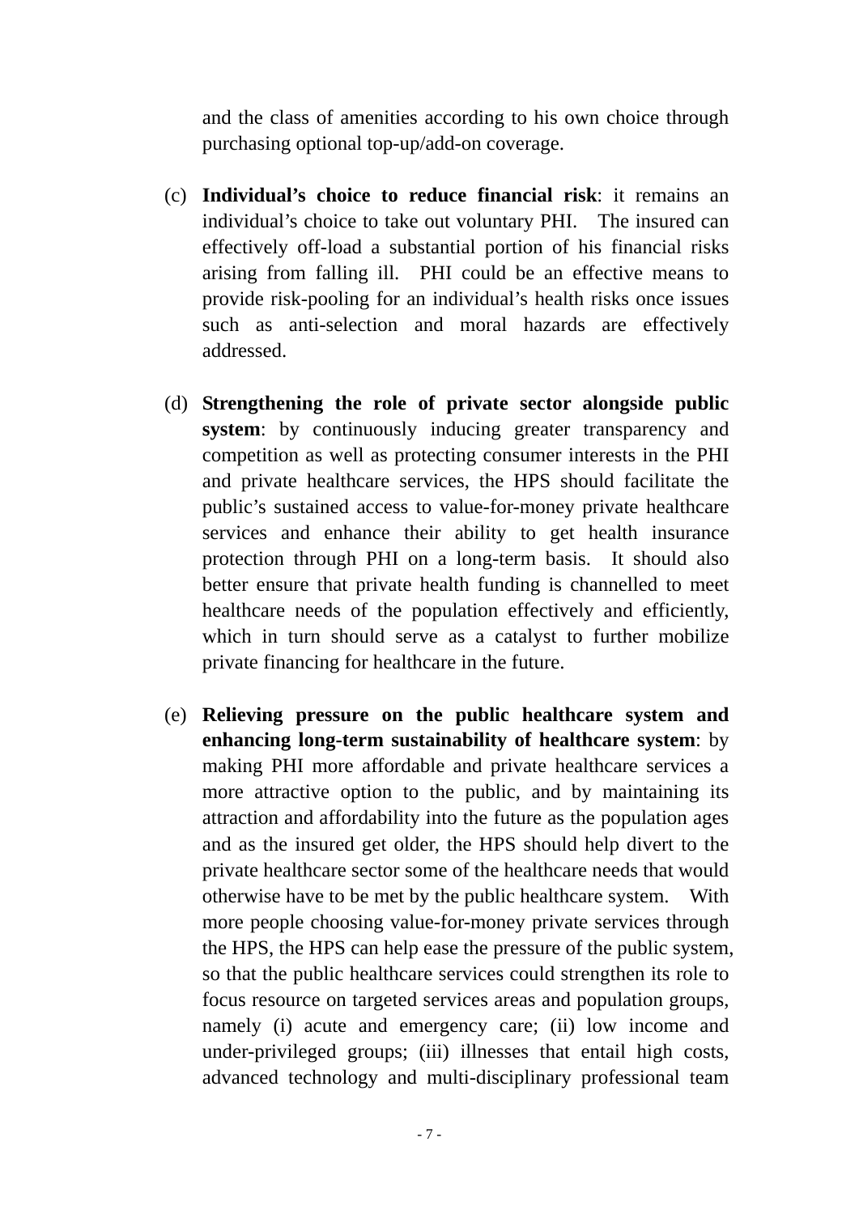and the class of amenities according to his own choice through purchasing optional top-up/add-on coverage.

(c) **Individual's choice to reduce financial risk**: it remains an individual's choice to take out voluntary PHI. The insured can effectively off-load a substantial portion of his financial risks arising from falling ill. PHI could be an effective means to provide risk-pooling for an individual's health risks once issues such as anti-selection and moral hazards are effectively addressed.

(d) **Strengthening the role of private sector alongside public system**: by continuously inducing greater transparency and competition as well as protecting consumer interests in the PHI and private healthcare services, the HPS should facilitate the public's sustained access to value-for-money private healthcare services and enhance their ability to get health insurance protection through PHI on a long-term basis. It should also better ensure that private health funding is channelled to meet healthcare needs of the population effectively and efficiently, which in turn should serve as a catalyst to further mobilize private financing for healthcare in the future.

(e) **Relieving pressure on the public healthcare system and enhancing long-term sustainability of healthcare system**: by making PHI more affordable and private healthcare services a more attractive option to the public, and by maintaining its attraction and affordability into the future as the population ages and as the insured get older, the HPS should help divert to the private healthcare sector some of the healthcare needs that would otherwise have to be met by the public healthcare system. With more people choosing value-for-money private services through the HPS, the HPS can help ease the pressure of the public system, so that the public healthcare services could strengthen its role to focus resource on targeted services areas and population groups, namely (i) acute and emergency care; (ii) low income and under-privileged groups; (iii) illnesses that entail high costs, advanced technology and multi-disciplinary professional team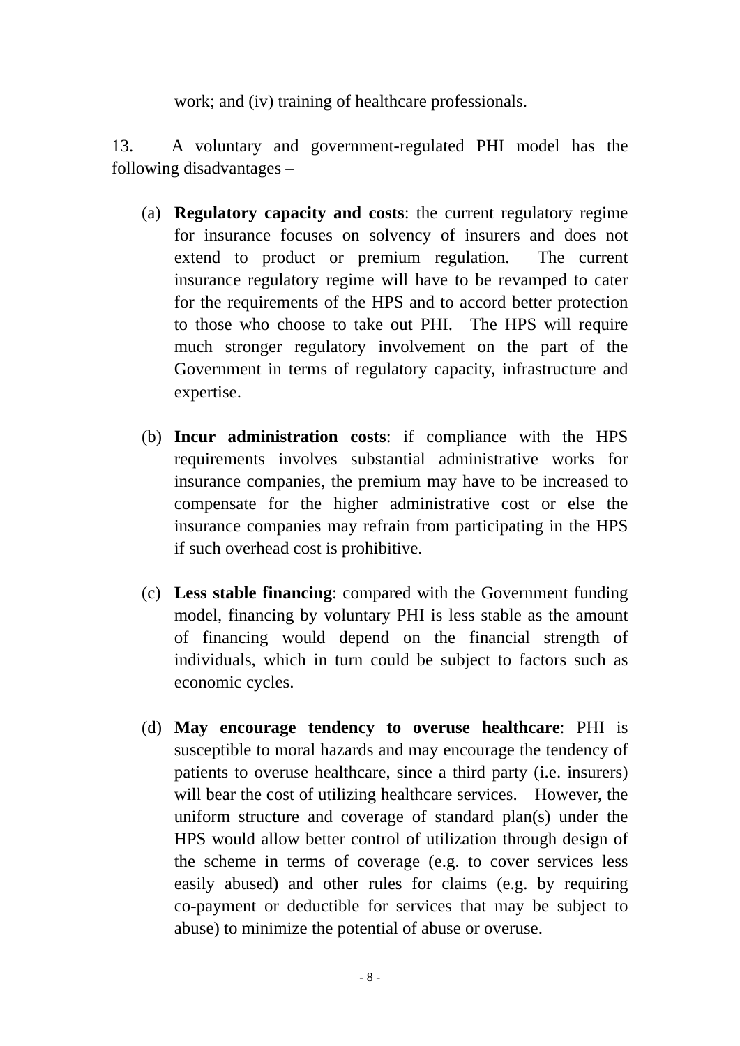work; and (iv) training of healthcare professionals.

13. A voluntary and government-regulated PHI model has the following disadvantages –

(a) **Regulatory capacity and costs**: the current regulatory regime for insurance focuses on solvency of insurers and does not extend to product or premium regulation. The current insurance regulatory regime will have to be revamped to cater for the requirements of the HPS and to accord better protection to those who choose to take out PHI. The HPS will require much stronger regulatory involvement on the part of the Government in terms of regulatory capacity, infrastructure and expertise.

(b) **Incur administration costs**: if compliance with the HPS requirements involves substantial administrative works for insurance companies, the premium may have to be increased to compensate for the higher administrative cost or else the insurance companies may refrain from participating in the HPS if such overhead cost is prohibitive.

(c) **Less stable financing**: compared with the Government funding model, financing by voluntary PHI is less stable as the amount of financing would depend on the financial strength of individuals, which in turn could be subject to factors such as economic cycles.

(d) **May encourage tendency to overuse healthcare**: PHI is susceptible to moral hazards and may encourage the tendency of patients to overuse healthcare, since a third party (i.e. insurers) will bear the cost of utilizing healthcare services. However, the uniform structure and coverage of standard plan(s) under the HPS would allow better control of utilization through design of the scheme in terms of coverage (e.g. to cover services less easily abused) and other rules for claims (e.g. by requiring co-payment or deductible for services that may be subject to abuse) to minimize the potential of abuse or overuse.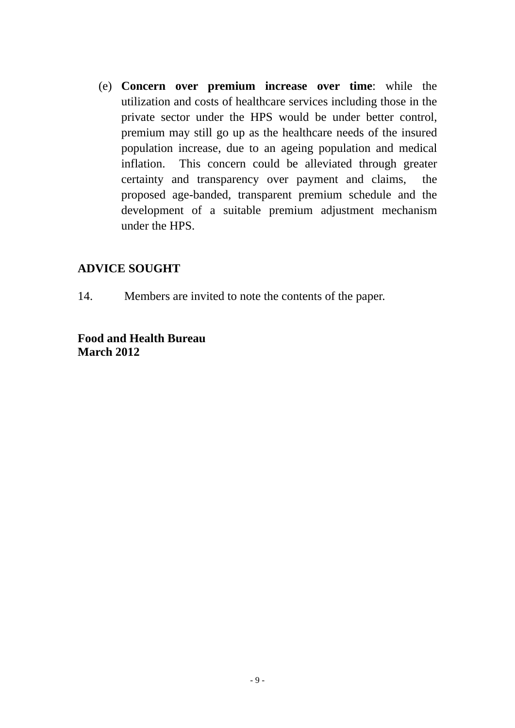(e) **Concern over premium increase over time**: while the utilization and costs of healthcare services including those in the private sector under the HPS would be under better control, premium may still go up as the healthcare needs of the insured population increase, due to an ageing population and medical inflation. This concern could be alleviated through greater certainty and transparency over payment and claims, the proposed age-banded, transparent premium schedule and the development of a suitable premium adjustment mechanism under the HPS.

## ADVICE SOUGHT

14. Members are invited to note the contents of the paper.

**Food and Health Bureau**
**March 2012**